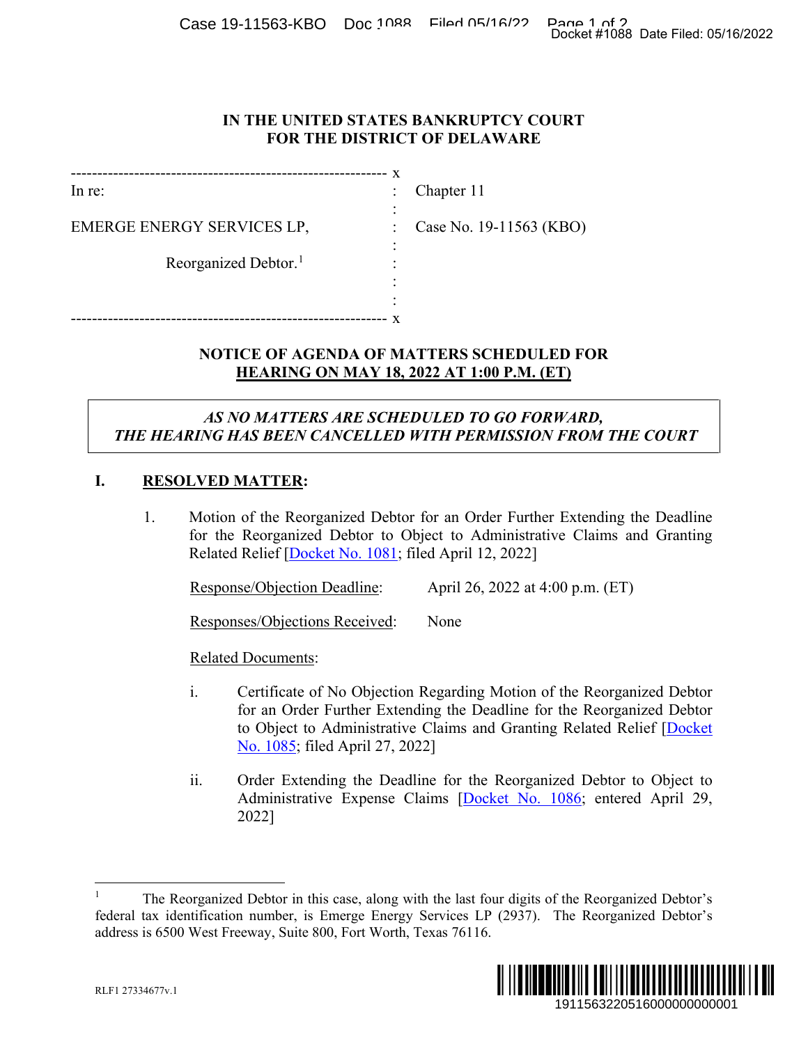**IN THE UNITED STATES BANKRUPTCY COURT FOR THE DISTRICT OF DELAWARE**

| | | |
|---|---|---|
| In re: | : | Chapter 11 |
| EMERGE ENERGY SERVICES LP, | : | Case No. 19-11563 (KBO) |
| Reorganized Debtor.[1] | : | |

**NOTICE OF AGENDA OF MATTERS SCHEDULED FOR HEARING ON MAY 18, 2022 AT 1:00 P.M. (ET)**

***AS NO MATTERS ARE SCHEDULED TO GO FORWARD, THE HEARING HAS BEEN CANCELLED WITH PERMISSION FROM THE COURT***

## I. RESOLVED MATTER:

1. Motion of the Reorganized Debtor for an Order Further Extending the Deadline for the Reorganized Debtor to Object to Administrative Claims and Granting Related Relief [Docket No. 1081; filed April 12, 2022]

   Response/Objection Deadline: April 26, 2022 at 4:00 p.m. (ET)

   Responses/Objections Received: None

   Related Documents:

   i. Certificate of No Objection Regarding Motion of the Reorganized Debtor for an Order Further Extending the Deadline for the Reorganized Debtor to Object to Administrative Claims and Granting Related Relief [Docket No. 1085; filed April 27, 2022]

   ii. Order Extending the Deadline for the Reorganized Debtor to Object to Administrative Expense Claims [Docket No. 1086; entered April 29, 2022]

---

[1] The Reorganized Debtor in this case, along with the last four digits of the Reorganized Debtor's federal tax identification number, is Emerge Energy Services LP (2937). The Reorganized Debtor's address is 6500 West Freeway, Suite 800, Fort Worth, Texas 76116.

RLF1 27334677v.1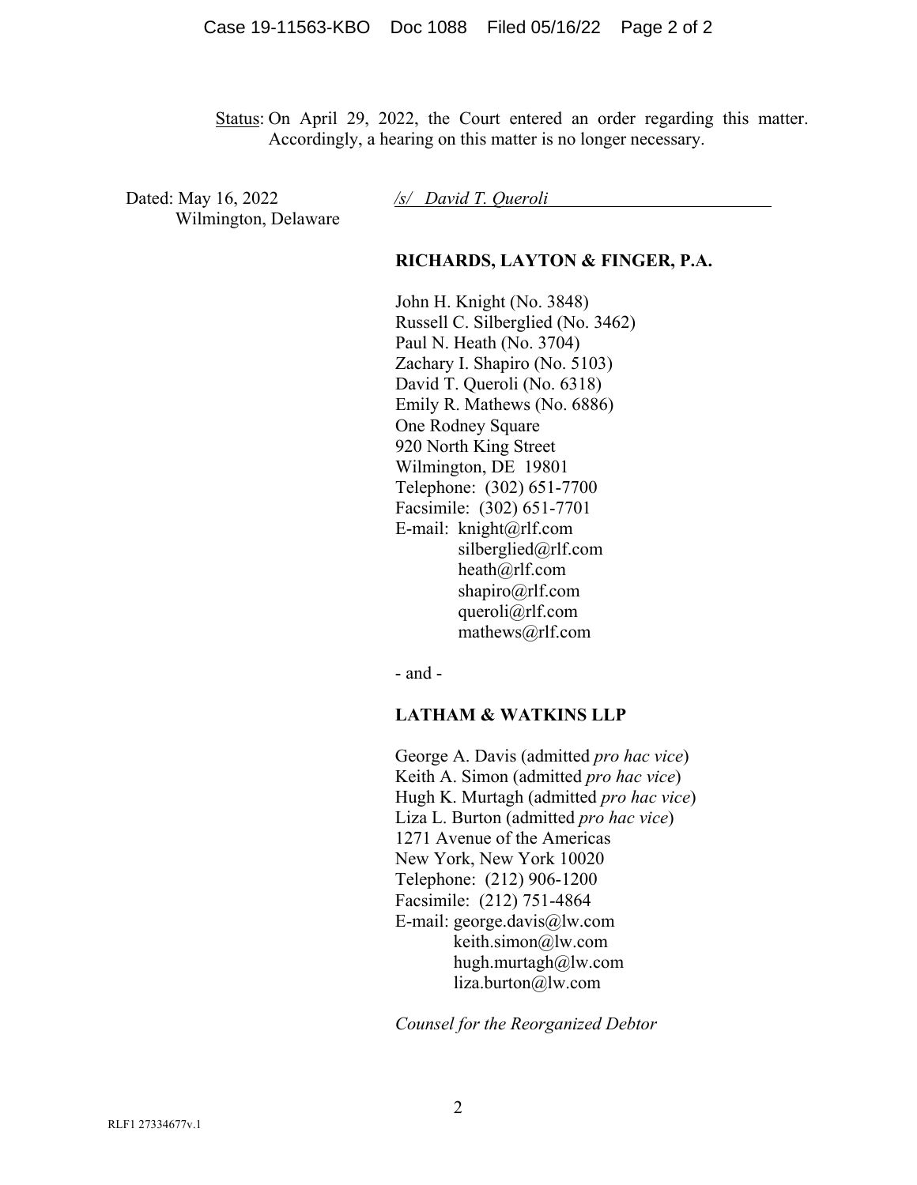Status: On April 29, 2022, the Court entered an order regarding this matter. Accordingly, a hearing on this matter is no longer necessary.

Dated: May 16, 2022
Wilmington, Delaware

*/s/ David T. Queroli*

**RICHARDS, LAYTON & FINGER, P.A.**

John H. Knight (No. 3848)
Russell C. Silberglied (No. 3462)
Paul N. Heath (No. 3704)
Zachary I. Shapiro (No. 5103)
David T. Queroli (No. 6318)
Emily R. Mathews (No. 6886)
One Rodney Square
920 North King Street
Wilmington, DE 19801
Telephone: (302) 651-7700
Facsimile: (302) 651-7701
E-mail: knight@rlf.com
silberglied@rlf.com
heath@rlf.com
shapiro@rlf.com
queroli@rlf.com
mathews@rlf.com

\- and -

**LATHAM & WATKINS LLP**

George A. Davis (admitted *pro hac vice*)
Keith A. Simon (admitted *pro hac vice*)
Hugh K. Murtagh (admitted *pro hac vice*)
Liza L. Burton (admitted *pro hac vice*)
1271 Avenue of the Americas
New York, New York 10020
Telephone: (212) 906-1200
Facsimile: (212) 751-4864
E-mail: george.davis@lw.com
keith.simon@lw.com
hugh.murtagh@lw.com
liza.burton@lw.com

*Counsel for the Reorganized Debtor*

RLF1 27334677v.1